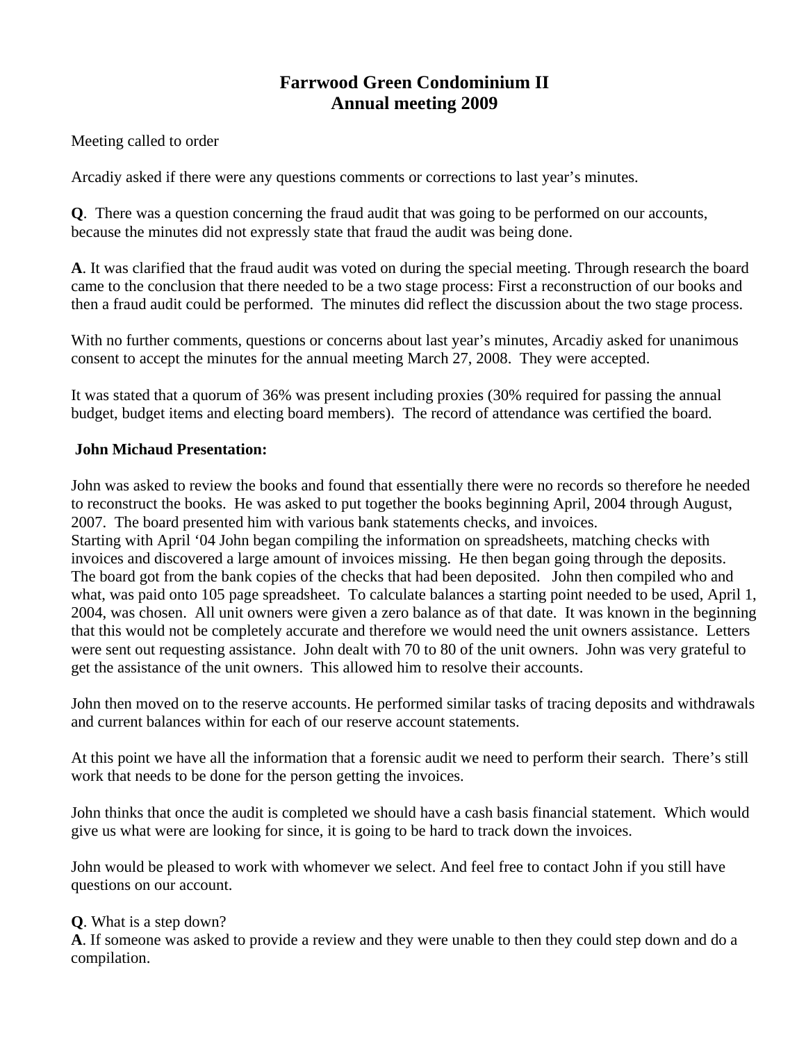# Farrwood Green Condominium II
## Annual meeting 2009

Meeting called to order

Arcadiy asked if there were any questions comments or corrections to last year's minutes.

**Q**. There was a question concerning the fraud audit that was going to be performed on our accounts, because the minutes did not expressly state that fraud the audit was being done.

**A**. It was clarified that the fraud audit was voted on during the special meeting. Through research the board came to the conclusion that there needed to be a two stage process: First a reconstruction of our books and then a fraud audit could be performed. The minutes did reflect the discussion about the two stage process.

With no further comments, questions or concerns about last year's minutes, Arcadiy asked for unanimous consent to accept the minutes for the annual meeting March 27, 2008. They were accepted.

It was stated that a quorum of 36% was present including proxies (30% required for passing the annual budget, budget items and electing board members). The record of attendance was certified the board.

**John Michaud Presentation:**

John was asked to review the books and found that essentially there were no records so therefore he needed to reconstruct the books. He was asked to put together the books beginning April, 2004 through August, 2007. The board presented him with various bank statements checks, and invoices.
Starting with April '04 John began compiling the information on spreadsheets, matching checks with invoices and discovered a large amount of invoices missing. He then began going through the deposits. The board got from the bank copies of the checks that had been deposited. John then compiled who and what, was paid onto 105 page spreadsheet. To calculate balances a starting point needed to be used, April 1, 2004, was chosen. All unit owners were given a zero balance as of that date. It was known in the beginning that this would not be completely accurate and therefore we would need the unit owners assistance. Letters were sent out requesting assistance. John dealt with 70 to 80 of the unit owners. John was very grateful to get the assistance of the unit owners. This allowed him to resolve their accounts.

John then moved on to the reserve accounts. He performed similar tasks of tracing deposits and withdrawals and current balances within for each of our reserve account statements.

At this point we have all the information that a forensic audit we need to perform their search. There's still work that needs to be done for the person getting the invoices.

John thinks that once the audit is completed we should have a cash basis financial statement. Which would give us what were are looking for since, it is going to be hard to track down the invoices.

John would be pleased to work with whomever we select. And feel free to contact John if you still have questions on our account.

**Q**. What is a step down?
**A**. If someone was asked to provide a review and they were unable to then they could step down and do a compilation.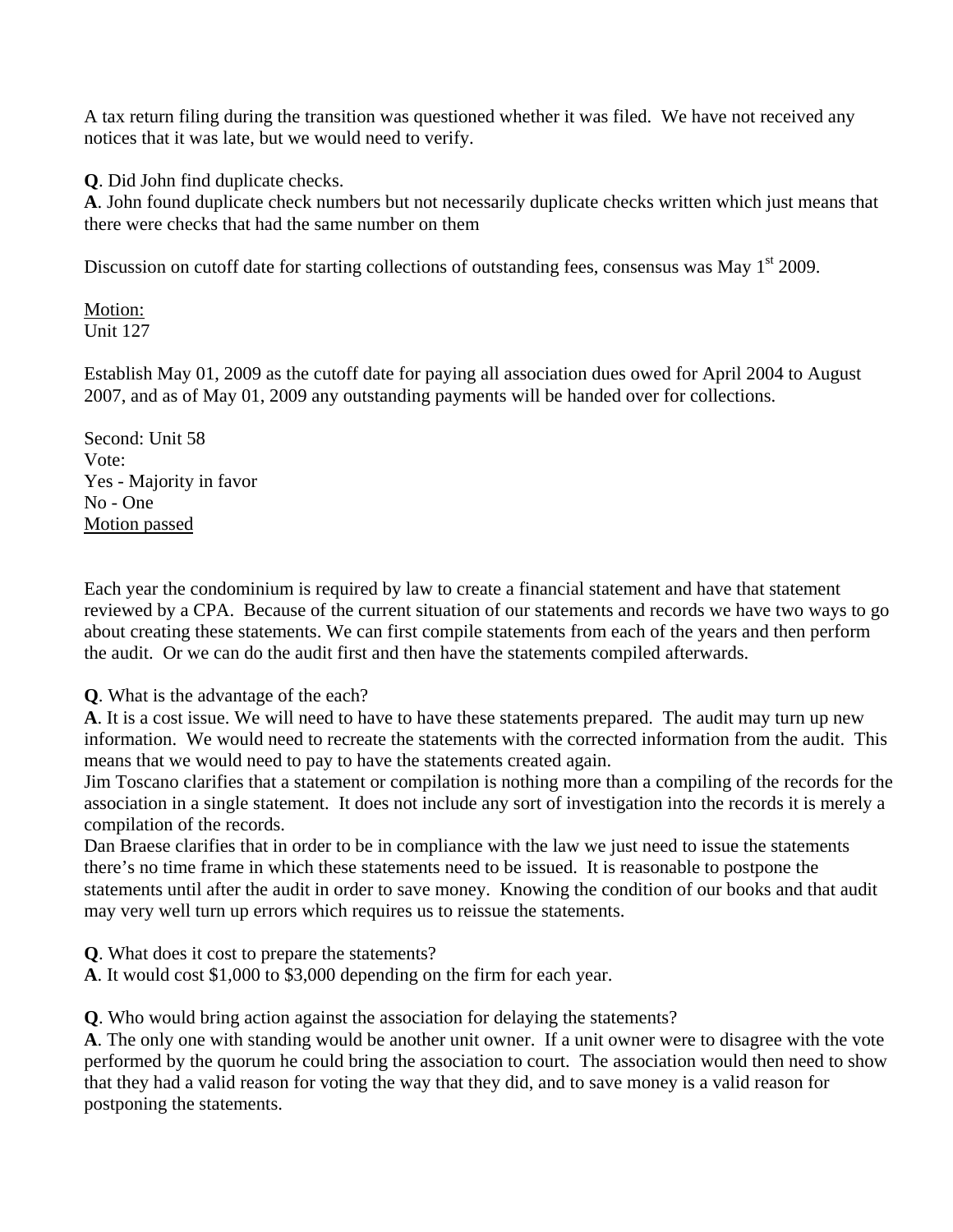A tax return filing during the transition was questioned whether it was filed. We have not received any notices that it was late, but we would need to verify.

**Q**. Did John find duplicate checks.
**A**. John found duplicate check numbers but not necessarily duplicate checks written which just means that there were checks that had the same number on them

Discussion on cutoff date for starting collections of outstanding fees, consensus was May 1st 2009.

<u>Motion:</u>
Unit 127

Establish May 01, 2009 as the cutoff date for paying all association dues owed for April 2004 to August 2007, and as of May 01, 2009 any outstanding payments will be handed over for collections.

Second: Unit 58
Vote:
Yes - Majority in favor
No - One
<u>Motion passed</u>

Each year the condominium is required by law to create a financial statement and have that statement reviewed by a CPA. Because of the current situation of our statements and records we have two ways to go about creating these statements. We can first compile statements from each of the years and then perform the audit. Or we can do the audit first and then have the statements compiled afterwards.

**Q**. What is the advantage of the each?
**A**. It is a cost issue. We will need to have to have these statements prepared. The audit may turn up new information. We would need to recreate the statements with the corrected information from the audit. This means that we would need to pay to have the statements created again.
Jim Toscano clarifies that a statement or compilation is nothing more than a compiling of the records for the association in a single statement. It does not include any sort of investigation into the records it is merely a compilation of the records.
Dan Braese clarifies that in order to be in compliance with the law we just need to issue the statements there's no time frame in which these statements need to be issued. It is reasonable to postpone the statements until after the audit in order to save money. Knowing the condition of our books and that audit may very well turn up errors which requires us to reissue the statements.

**Q**. What does it cost to prepare the statements?
**A**. It would cost $1,000 to $3,000 depending on the firm for each year.

**Q**. Who would bring action against the association for delaying the statements?
**A**. The only one with standing would be another unit owner. If a unit owner were to disagree with the vote performed by the quorum he could bring the association to court. The association would then need to show that they had a valid reason for voting the way that they did, and to save money is a valid reason for postponing the statements.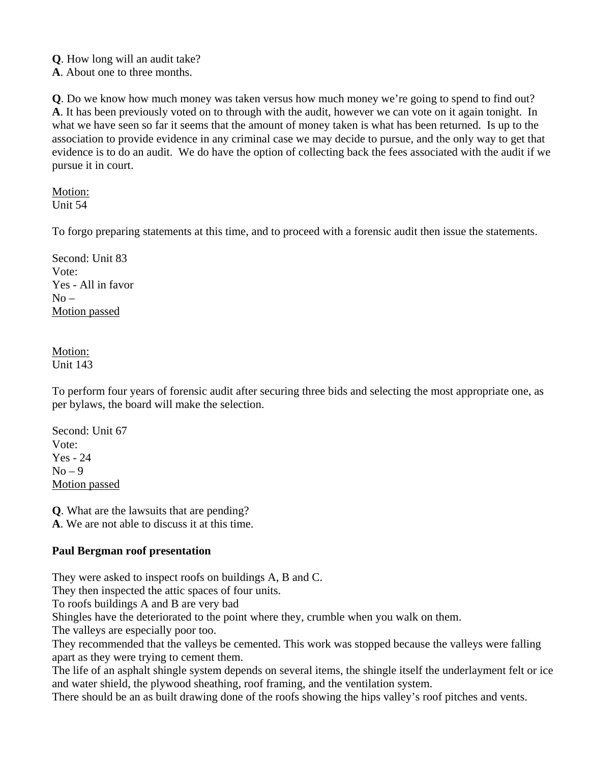**Q**. How long will an audit take?
**A**. About one to three months.

**Q**. Do we know how much money was taken versus how much money we're going to spend to find out?
**A**. It has been previously voted on to through with the audit, however we can vote on it again tonight. In what we have seen so far it seems that the amount of money taken is what has been returned. Is up to the association to provide evidence in any criminal case we may decide to pursue, and the only way to get that evidence is to do an audit. We do have the option of collecting back the fees associated with the audit if we pursue it in court.

Motion:
Unit 54

To forgo preparing statements at this time, and to proceed with a forensic audit then issue the statements.

Second: Unit 83
Vote:
Yes - All in favor
No –
Motion passed

Motion:
Unit 143

To perform four years of forensic audit after securing three bids and selecting the most appropriate one, as per bylaws, the board will make the selection.

Second: Unit 67
Vote:
Yes - 24
No – 9
Motion passed

**Q**. What are the lawsuits that are pending?
**A**. We are not able to discuss it at this time.

**Paul Bergman roof presentation**

They were asked to inspect roofs on buildings A, B and C.
They then inspected the attic spaces of four units.
To roofs buildings A and B are very bad
Shingles have the deteriorated to the point where they, crumble when you walk on them.
The valleys are especially poor too.
They recommended that the valleys be cemented. This work was stopped because the valleys were falling apart as they were trying to cement them.
The life of an asphalt shingle system depends on several items, the shingle itself the underlayment felt or ice and water shield, the plywood sheathing, roof framing, and the ventilation system.
There should be an as built drawing done of the roofs showing the hips valley's roof pitches and vents.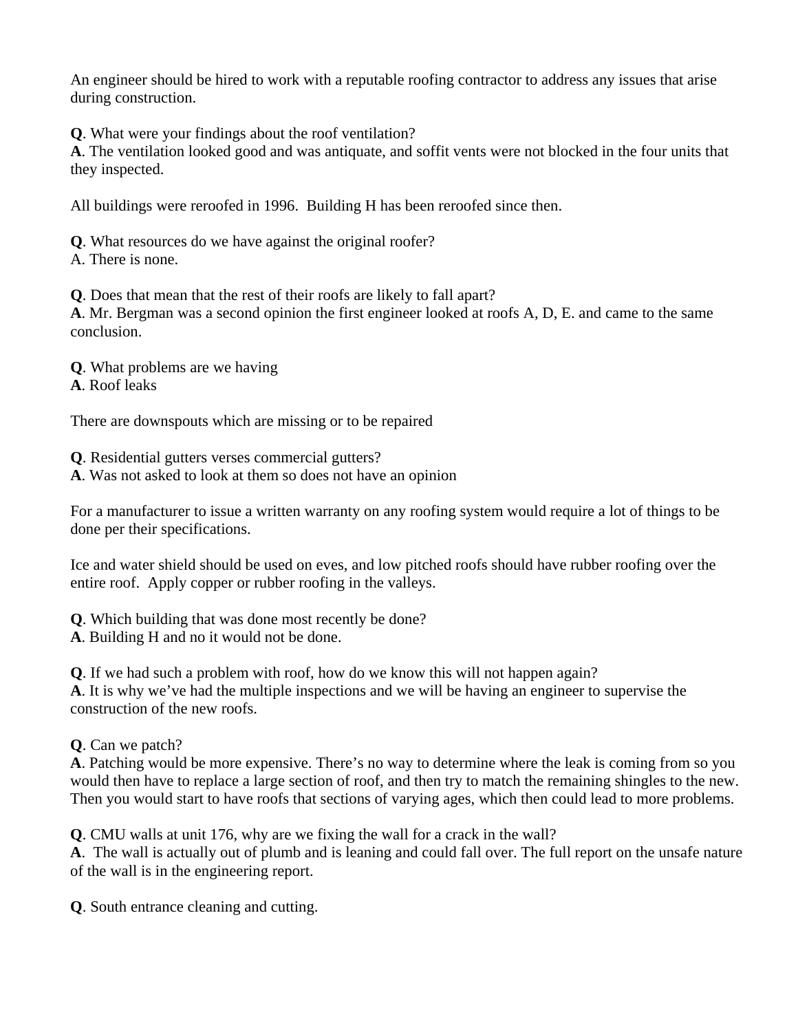An engineer should be hired to work with a reputable roofing contractor to address any issues that arise during construction.

**Q**. What were your findings about the roof ventilation?
**A**. The ventilation looked good and was antiquate, and soffit vents were not blocked in the four units that they inspected.

All buildings were reroofed in 1996. Building H has been reroofed since then.

**Q**. What resources do we have against the original roofer?
A. There is none.

**Q**. Does that mean that the rest of their roofs are likely to fall apart?
**A**. Mr. Bergman was a second opinion the first engineer looked at roofs A, D, E. and came to the same conclusion.

**Q**. What problems are we having
**A**. Roof leaks

There are downspouts which are missing or to be repaired

**Q**. Residential gutters verses commercial gutters?
**A**. Was not asked to look at them so does not have an opinion

For a manufacturer to issue a written warranty on any roofing system would require a lot of things to be done per their specifications.

Ice and water shield should be used on eves, and low pitched roofs should have rubber roofing over the entire roof. Apply copper or rubber roofing in the valleys.

**Q**. Which building that was done most recently be done?
**A**. Building H and no it would not be done.

**Q**. If we had such a problem with roof, how do we know this will not happen again?
**A**. It is why we've had the multiple inspections and we will be having an engineer to supervise the construction of the new roofs.

**Q**. Can we patch?
**A**. Patching would be more expensive. There's no way to determine where the leak is coming from so you would then have to replace a large section of roof, and then try to match the remaining shingles to the new. Then you would start to have roofs that sections of varying ages, which then could lead to more problems.

**Q**. CMU walls at unit 176, why are we fixing the wall for a crack in the wall?
**A**. The wall is actually out of plumb and is leaning and could fall over. The full report on the unsafe nature of the wall is in the engineering report.

**Q**. South entrance cleaning and cutting.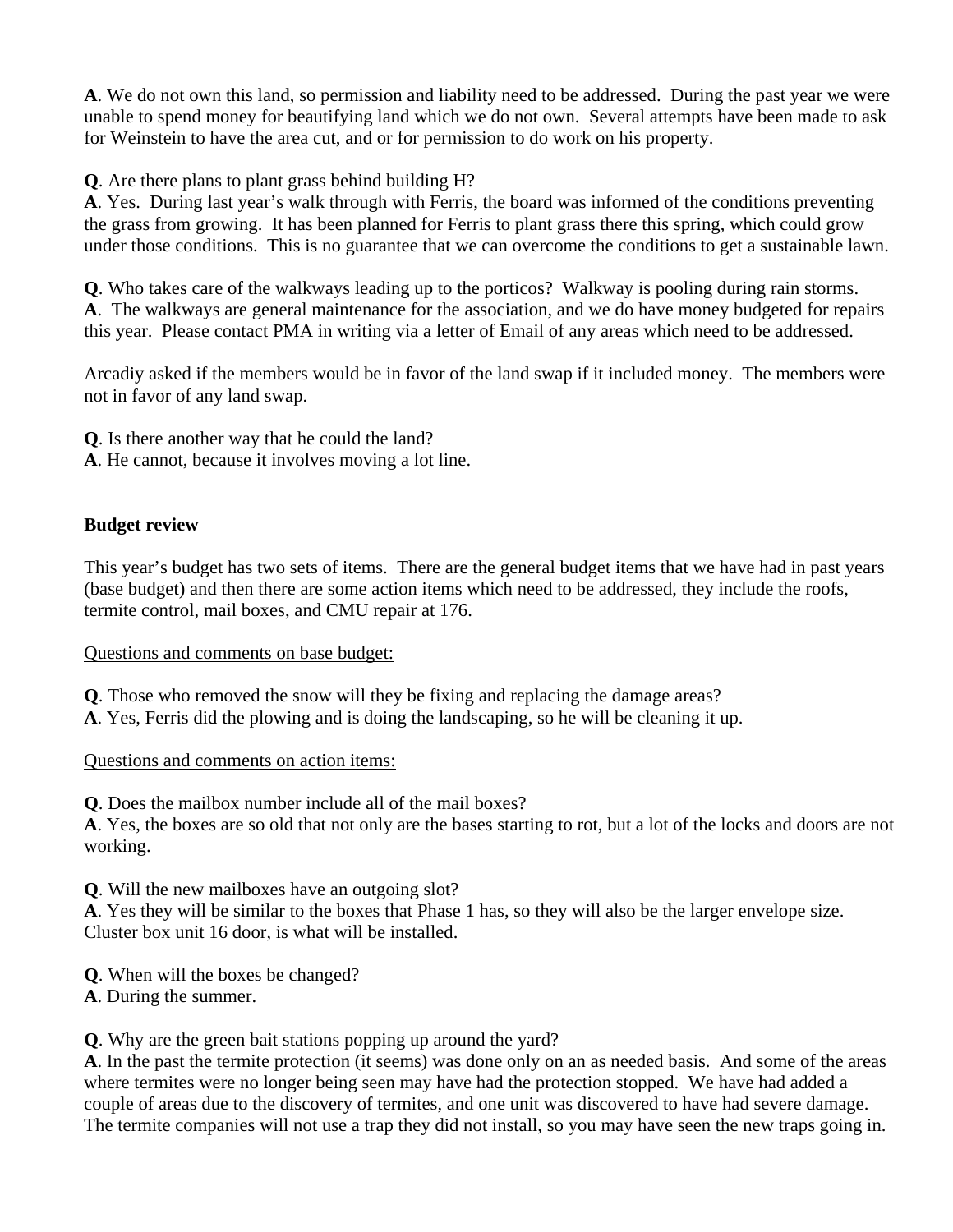**A**. We do not own this land, so permission and liability need to be addressed. During the past year we were unable to spend money for beautifying land which we do not own. Several attempts have been made to ask for Weinstein to have the area cut, and or for permission to do work on his property.

**Q**. Are there plans to plant grass behind building H?
**A**. Yes. During last year's walk through with Ferris, the board was informed of the conditions preventing the grass from growing. It has been planned for Ferris to plant grass there this spring, which could grow under those conditions. This is no guarantee that we can overcome the conditions to get a sustainable lawn.

**Q**. Who takes care of the walkways leading up to the porticos? Walkway is pooling during rain storms.
**A**. The walkways are general maintenance for the association, and we do have money budgeted for repairs this year. Please contact PMA in writing via a letter of Email of any areas which need to be addressed.

Arcadiy asked if the members would be in favor of the land swap if it included money. The members were not in favor of any land swap.

**Q**. Is there another way that he could the land?
**A**. He cannot, because it involves moving a lot line.

**Budget review**

This year's budget has two sets of items. There are the general budget items that we have had in past years (base budget) and then there are some action items which need to be addressed, they include the roofs, termite control, mail boxes, and CMU repair at 176.

<u>Questions and comments on base budget:</u>

**Q**. Those who removed the snow will they be fixing and replacing the damage areas?
**A**. Yes, Ferris did the plowing and is doing the landscaping, so he will be cleaning it up.

<u>Questions and comments on action items:</u>

**Q**. Does the mailbox number include all of the mail boxes?
**A**. Yes, the boxes are so old that not only are the bases starting to rot, but a lot of the locks and doors are not working.

**Q**. Will the new mailboxes have an outgoing slot?
**A**. Yes they will be similar to the boxes that Phase 1 has, so they will also be the larger envelope size. Cluster box unit 16 door, is what will be installed.

**Q**. When will the boxes be changed?
**A**. During the summer.

**Q**. Why are the green bait stations popping up around the yard?
**A**. In the past the termite protection (it seems) was done only on an as needed basis. And some of the areas where termites were no longer being seen may have had the protection stopped. We have had added a couple of areas due to the discovery of termites, and one unit was discovered to have had severe damage. The termite companies will not use a trap they did not install, so you may have seen the new traps going in.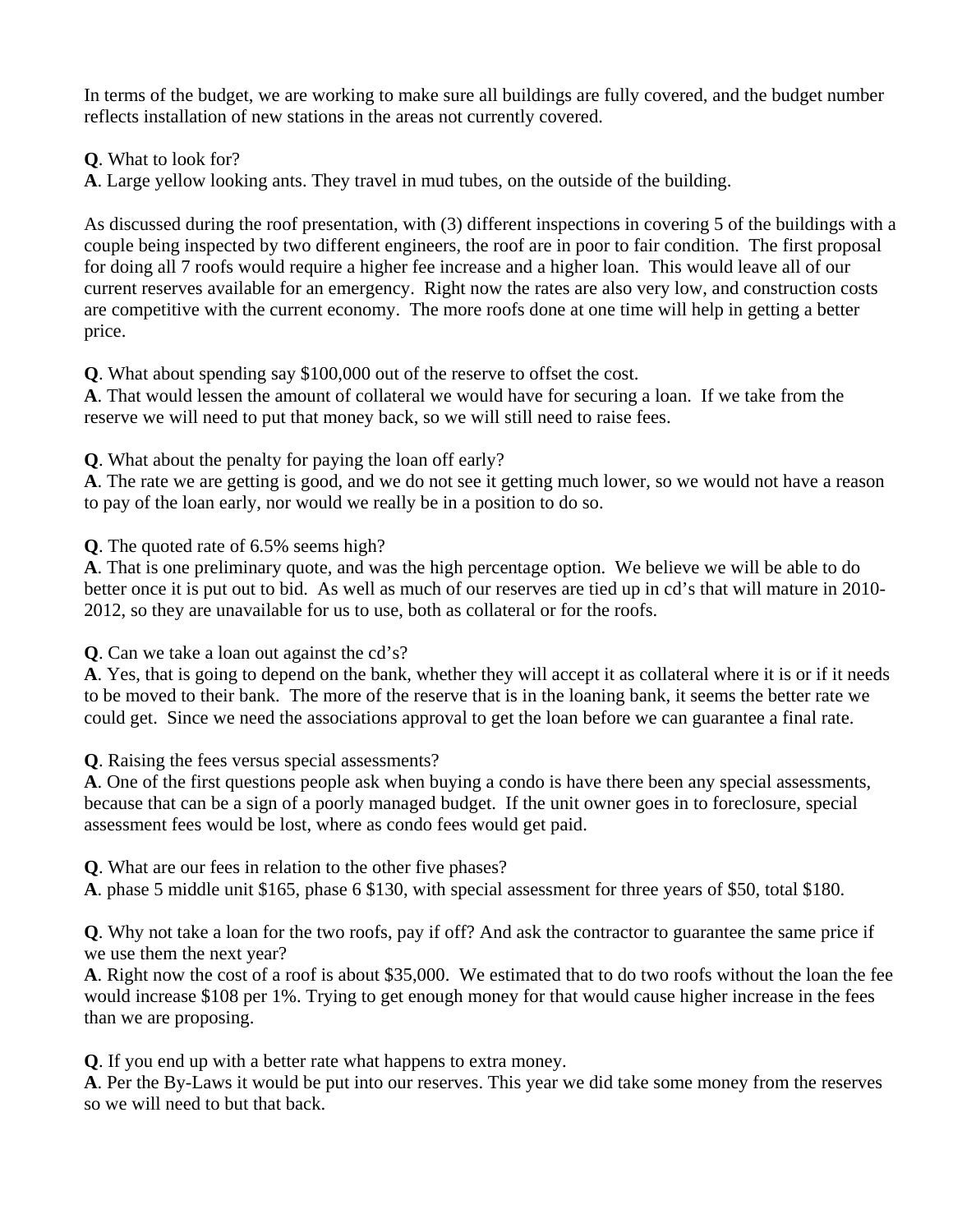In terms of the budget, we are working to make sure all buildings are fully covered, and the budget number reflects installation of new stations in the areas not currently covered.

**Q**. What to look for?
**A**. Large yellow looking ants. They travel in mud tubes, on the outside of the building.

As discussed during the roof presentation, with (3) different inspections in covering 5 of the buildings with a couple being inspected by two different engineers, the roof are in poor to fair condition. The first proposal for doing all 7 roofs would require a higher fee increase and a higher loan. This would leave all of our current reserves available for an emergency. Right now the rates are also very low, and construction costs are competitive with the current economy. The more roofs done at one time will help in getting a better price.

**Q**. What about spending say $100,000 out of the reserve to offset the cost.
**A**. That would lessen the amount of collateral we would have for securing a loan. If we take from the reserve we will need to put that money back, so we will still need to raise fees.

**Q**. What about the penalty for paying the loan off early?
**A**. The rate we are getting is good, and we do not see it getting much lower, so we would not have a reason to pay of the loan early, nor would we really be in a position to do so.

**Q**. The quoted rate of 6.5% seems high?
**A**. That is one preliminary quote, and was the high percentage option. We believe we will be able to do better once it is put out to bid. As well as much of our reserves are tied up in cd's that will mature in 2010-2012, so they are unavailable for us to use, both as collateral or for the roofs.

**Q**. Can we take a loan out against the cd's?
**A**. Yes, that is going to depend on the bank, whether they will accept it as collateral where it is or if it needs to be moved to their bank. The more of the reserve that is in the loaning bank, it seems the better rate we could get. Since we need the associations approval to get the loan before we can guarantee a final rate.

**Q**. Raising the fees versus special assessments?
**A**. One of the first questions people ask when buying a condo is have there been any special assessments, because that can be a sign of a poorly managed budget. If the unit owner goes in to foreclosure, special assessment fees would be lost, where as condo fees would get paid.

**Q**. What are our fees in relation to the other five phases?
**A**. phase 5 middle unit $165, phase 6 $130, with special assessment for three years of $50, total $180.

**Q**. Why not take a loan for the two roofs, pay if off? And ask the contractor to guarantee the same price if we use them the next year?
**A**. Right now the cost of a roof is about $35,000. We estimated that to do two roofs without the loan the fee would increase $108 per 1%. Trying to get enough money for that would cause higher increase in the fees than we are proposing.

**Q**. If you end up with a better rate what happens to extra money.
**A**. Per the By-Laws it would be put into our reserves. This year we did take some money from the reserves so we will need to but that back.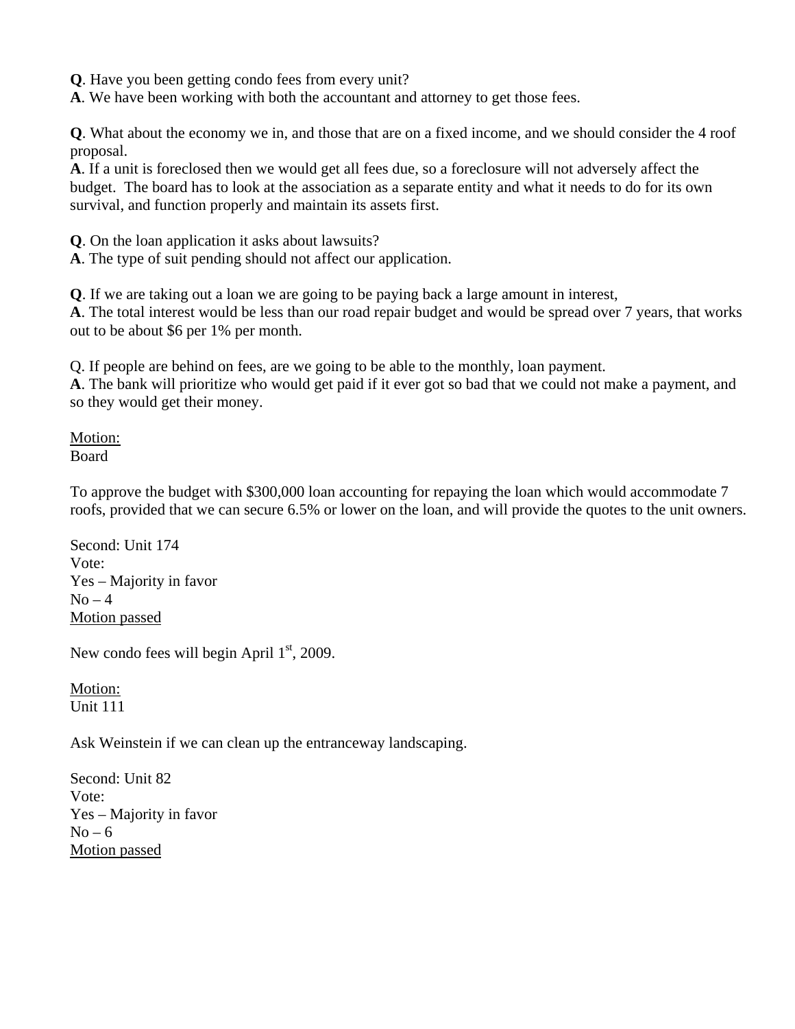**Q**. Have you been getting condo fees from every unit?
**A**. We have been working with both the accountant and attorney to get those fees.

**Q**. What about the economy we in, and those that are on a fixed income, and we should consider the 4 roof proposal.
**A**. If a unit is foreclosed then we would get all fees due, so a foreclosure will not adversely affect the budget. The board has to look at the association as a separate entity and what it needs to do for its own survival, and function properly and maintain its assets first.

**Q**. On the loan application it asks about lawsuits?
**A**. The type of suit pending should not affect our application.

**Q**. If we are taking out a loan we are going to be paying back a large amount in interest,
**A**. The total interest would be less than our road repair budget and would be spread over 7 years, that works out to be about $6 per 1% per month.

Q. If people are behind on fees, are we going to be able to the monthly, loan payment.
**A**. The bank will prioritize who would get paid if it ever got so bad that we could not make a payment, and so they would get their money.

<u>Motion:</u>
Board

To approve the budget with $300,000 loan accounting for repaying the loan which would accommodate 7 roofs, provided that we can secure 6.5% or lower on the loan, and will provide the quotes to the unit owners.

Second: Unit 174
Vote:
Yes – Majority in favor
No – 4
<u>Motion passed</u>

New condo fees will begin April 1st, 2009.

<u>Motion:</u>
Unit 111

Ask Weinstein if we can clean up the entranceway landscaping.

Second: Unit 82
Vote:
Yes – Majority in favor
No – 6
<u>Motion passed</u>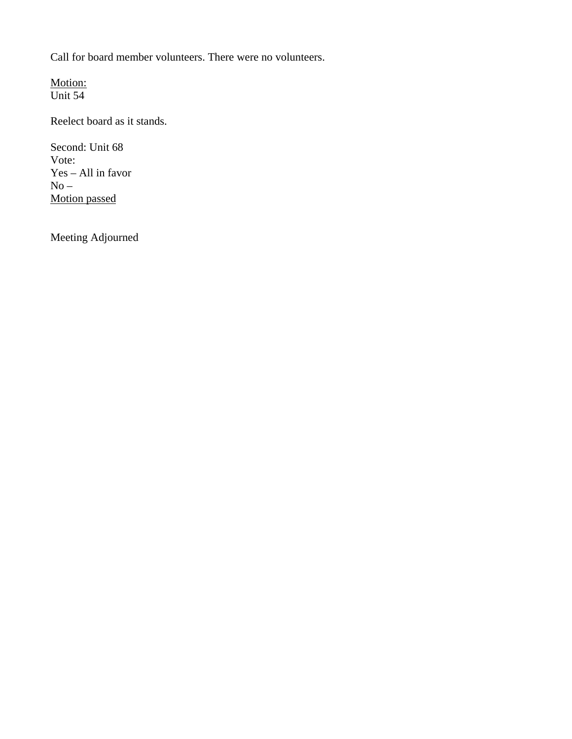Call for board member volunteers. There were no volunteers.

<u>Motion:</u>
Unit 54

Reelect board as it stands.

Second: Unit 68
Vote:
Yes – All in favor
No –
<u>Motion passed</u>

Meeting Adjourned